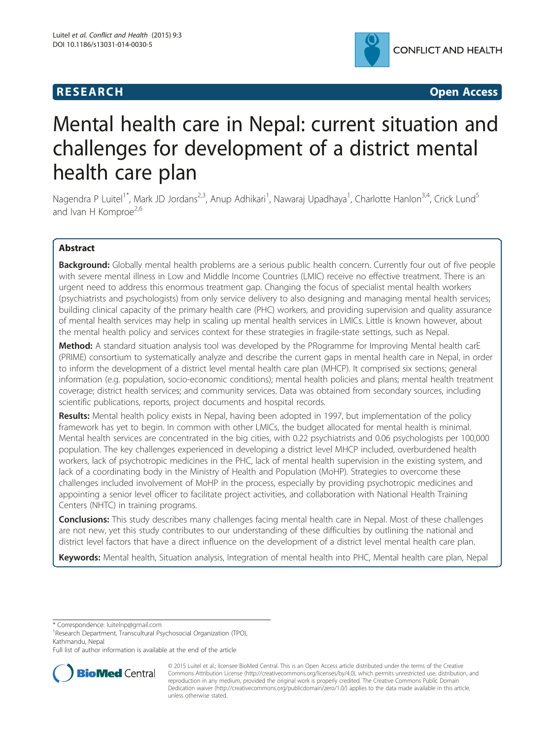**RESEARCH** **Open Access**

# Mental health care in Nepal: current situation and challenges for development of a district mental health care plan

Nagendra P Luitel[1*], Mark JD Jordans[2,3], Anup Adhikari[1], Nawaraj Upadhaya[1], Charlotte Hanlon[3,4], Crick Lund[5] and Ivan H Komproe[2,6]

## Abstract

**Background:** Globally mental health problems are a serious public health concern. Currently four out of five people with severe mental illness in Low and Middle Income Countries (LMIC) receive no effective treatment. There is an urgent need to address this enormous treatment gap. Changing the focus of specialist mental health workers (psychiatrists and psychologists) from only service delivery to also designing and managing mental health services; building clinical capacity of the primary health care (PHC) workers, and providing supervision and quality assurance of mental health services may help in scaling up mental health services in LMICs. Little is known however, about the mental health policy and services context for these strategies in fragile-state settings, such as Nepal.

**Method:** A standard situation analysis tool was developed by the PRogramme for Improving Mental health carE (PRIME) consortium to systematically analyze and describe the current gaps in mental health care in Nepal, in order to inform the development of a district level mental health care plan (MHCP). It comprised six sections; general information (e.g. population, socio-economic conditions); mental health policies and plans; mental health treatment coverage; district health services; and community services. Data was obtained from secondary sources, including scientific publications, reports, project documents and hospital records.

**Results:** Mental health policy exists in Nepal, having been adopted in 1997, but implementation of the policy framework has yet to begin. In common with other LMICs, the budget allocated for mental health is minimal. Mental health services are concentrated in the big cities, with 0.22 psychiatrists and 0.06 psychologists per 100,000 population. The key challenges experienced in developing a district level MHCP included, overburdened health workers, lack of psychotropic medicines in the PHC, lack of mental health supervision in the existing system, and lack of a coordinating body in the Ministry of Health and Population (MoHP). Strategies to overcome these challenges included involvement of MoHP in the process, especially by providing psychotropic medicines and appointing a senior level officer to facilitate project activities, and collaboration with National Health Training Centers (NHTC) in training programs.

**Conclusions:** This study describes many challenges facing mental health care in Nepal. Most of these challenges are not new, yet this study contributes to our understanding of these difficulties by outlining the national and district level factors that have a direct influence on the development of a district level mental health care plan.

**Keywords:** Mental health, Situation analysis, Integration of mental health into PHC, Mental health care plan, Nepal

---

* Correspondence: luitelnp@gmail.com
[1]Research Department, Transcultural Psychosocial Organization (TPO), Kathmandu, Nepal
Full list of author information is available at the end of the article

© 2015 Luitel et al.; licensee BioMed Central. This is an Open Access article distributed under the terms of the Creative Commons Attribution License (http://creativecommons.org/licenses/by/4.0), which permits unrestricted use, distribution, and reproduction in any medium, provided the original work is properly credited. The Creative Commons Public Domain Dedication waiver (http://creativecommons.org/publicdomain/zero/1.0/) applies to the data made available in this article, unless otherwise stated.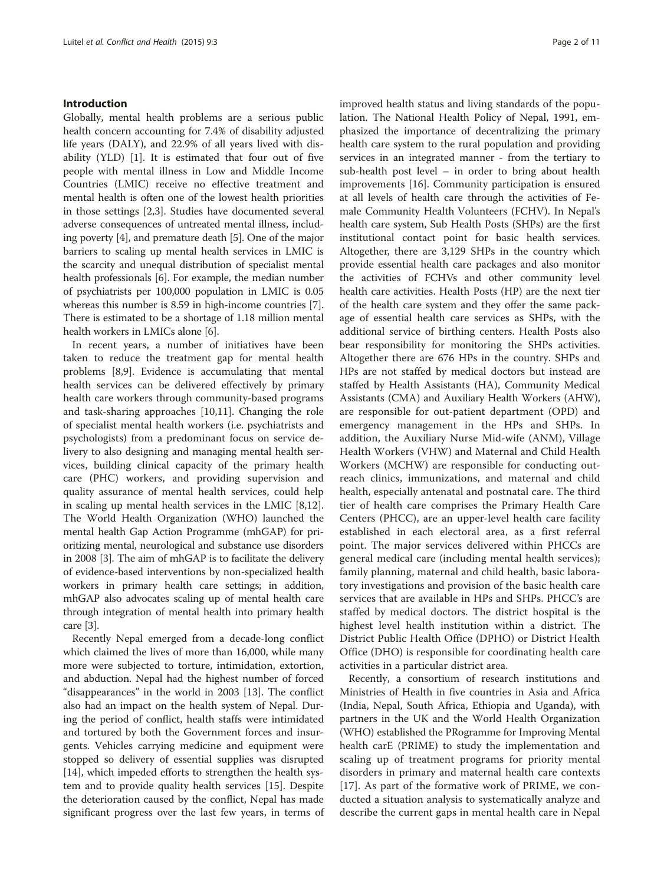## Introduction

Globally, mental health problems are a serious public health concern accounting for 7.4% of disability adjusted life years (DALY), and 22.9% of all years lived with disability (YLD) [1]. It is estimated that four out of five people with mental illness in Low and Middle Income Countries (LMIC) receive no effective treatment and mental health is often one of the lowest health priorities in those settings [2,3]. Studies have documented several adverse consequences of untreated mental illness, including poverty [4], and premature death [5]. One of the major barriers to scaling up mental health services in LMIC is the scarcity and unequal distribution of specialist mental health professionals [6]. For example, the median number of psychiatrists per 100,000 population in LMIC is 0.05 whereas this number is 8.59 in high-income countries [7]. There is estimated to be a shortage of 1.18 million mental health workers in LMICs alone [6].

In recent years, a number of initiatives have been taken to reduce the treatment gap for mental health problems [8,9]. Evidence is accumulating that mental health services can be delivered effectively by primary health care workers through community-based programs and task-sharing approaches [10,11]. Changing the role of specialist mental health workers (i.e. psychiatrists and psychologists) from a predominant focus on service delivery to also designing and managing mental health services, building clinical capacity of the primary health care (PHC) workers, and providing supervision and quality assurance of mental health services, could help in scaling up mental health services in the LMIC [8,12]. The World Health Organization (WHO) launched the mental health Gap Action Programme (mhGAP) for prioritizing mental, neurological and substance use disorders in 2008 [3]. The aim of mhGAP is to facilitate the delivery of evidence-based interventions by non-specialized health workers in primary health care settings; in addition, mhGAP also advocates scaling up of mental health care through integration of mental health into primary health care [3].

Recently Nepal emerged from a decade-long conflict which claimed the lives of more than 16,000, while many more were subjected to torture, intimidation, extortion, and abduction. Nepal had the highest number of forced "disappearances" in the world in 2003 [13]. The conflict also had an impact on the health system of Nepal. During the period of conflict, health staffs were intimidated and tortured by both the Government forces and insurgents. Vehicles carrying medicine and equipment were stopped so delivery of essential supplies was disrupted [14], which impeded efforts to strengthen the health system and to provide quality health services [15]. Despite the deterioration caused by the conflict, Nepal has made significant progress over the last few years, in terms of improved health status and living standards of the population. The National Health Policy of Nepal, 1991, emphasized the importance of decentralizing the primary health care system to the rural population and providing services in an integrated manner - from the tertiary to sub-health post level – in order to bring about health improvements [16]. Community participation is ensured at all levels of health care through the activities of Female Community Health Volunteers (FCHV). In Nepal's health care system, Sub Health Posts (SHPs) are the first institutional contact point for basic health services. Altogether, there are 3,129 SHPs in the country which provide essential health care packages and also monitor the activities of FCHVs and other community level health care activities. Health Posts (HP) are the next tier of the health care system and they offer the same package of essential health care services as SHPs, with the additional service of birthing centers. Health Posts also bear responsibility for monitoring the SHPs activities. Altogether there are 676 HPs in the country. SHPs and HPs are not staffed by medical doctors but instead are staffed by Health Assistants (HA), Community Medical Assistants (CMA) and Auxiliary Health Workers (AHW), are responsible for out-patient department (OPD) and emergency management in the HPs and SHPs. In addition, the Auxiliary Nurse Mid-wife (ANM), Village Health Workers (VHW) and Maternal and Child Health Workers (MCHW) are responsible for conducting outreach clinics, immunizations, and maternal and child health, especially antenatal and postnatal care. The third tier of health care comprises the Primary Health Care Centers (PHCC), are an upper-level health care facility established in each electoral area, as a first referral point. The major services delivered within PHCCs are general medical care (including mental health services); family planning, maternal and child health, basic laboratory investigations and provision of the basic health care services that are available in HPs and SHPs. PHCC's are staffed by medical doctors. The district hospital is the highest level health institution within a district. The District Public Health Office (DPHO) or District Health Office (DHO) is responsible for coordinating health care activities in a particular district area.

Recently, a consortium of research institutions and Ministries of Health in five countries in Asia and Africa (India, Nepal, South Africa, Ethiopia and Uganda), with partners in the UK and the World Health Organization (WHO) established the PRogramme for Improving Mental health carE (PRIME) to study the implementation and scaling up of treatment programs for priority mental disorders in primary and maternal health care contexts [17]. As part of the formative work of PRIME, we conducted a situation analysis to systematically analyze and describe the current gaps in mental health care in Nepal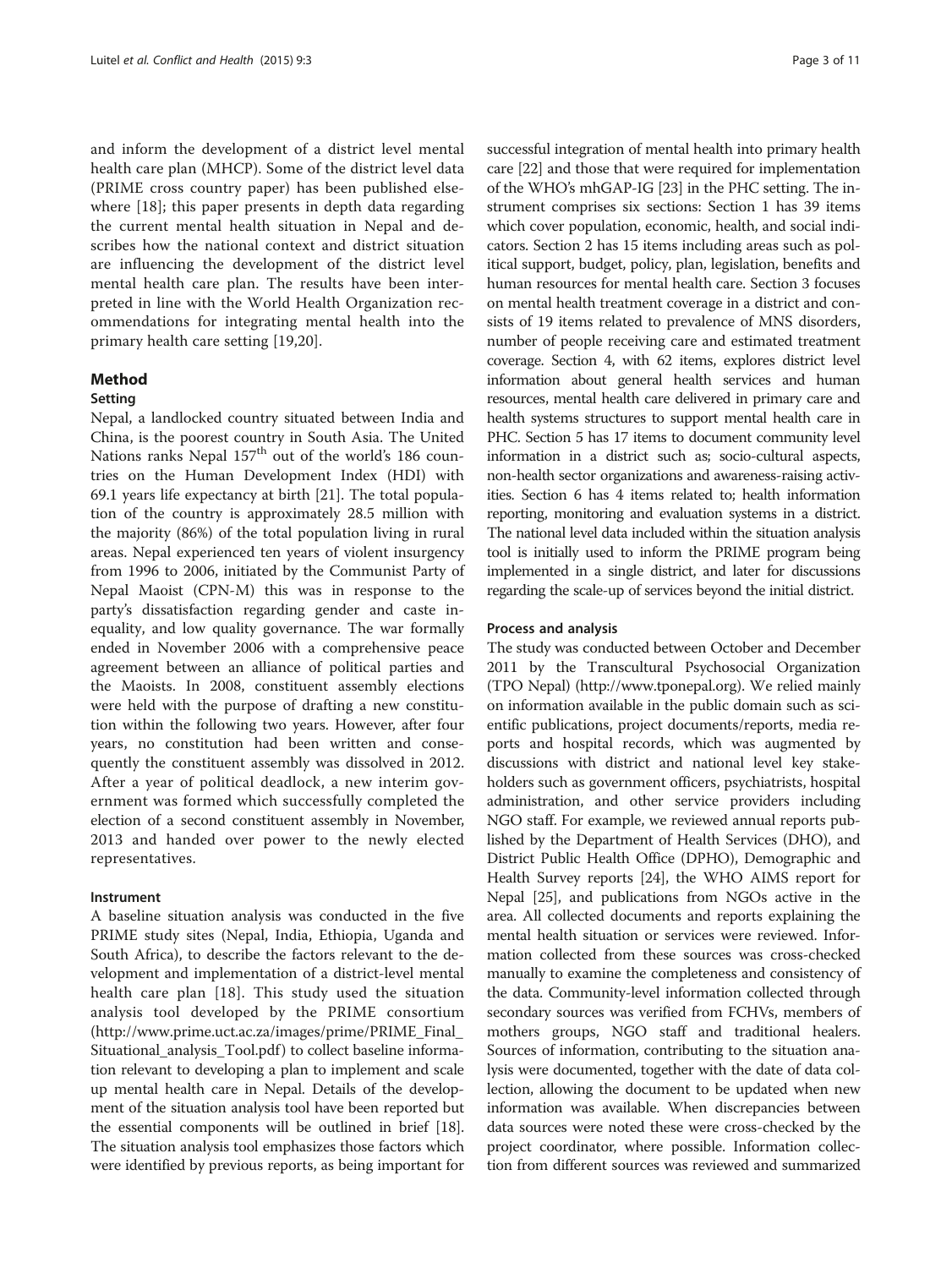and inform the development of a district level mental health care plan (MHCP). Some of the district level data (PRIME cross country paper) has been published elsewhere [18]; this paper presents in depth data regarding the current mental health situation in Nepal and describes how the national context and district situation are influencing the development of the district level mental health care plan. The results have been interpreted in line with the World Health Organization recommendations for integrating mental health into the primary health care setting [19,20].

## Method

### Setting

Nepal, a landlocked country situated between India and China, is the poorest country in South Asia. The United Nations ranks Nepal 157[th] out of the world's 186 countries on the Human Development Index (HDI) with 69.1 years life expectancy at birth [21]. The total population of the country is approximately 28.5 million with the majority (86%) of the total population living in rural areas. Nepal experienced ten years of violent insurgency from 1996 to 2006, initiated by the Communist Party of Nepal Maoist (CPN-M) this was in response to the party's dissatisfaction regarding gender and caste inequality, and low quality governance. The war formally ended in November 2006 with a comprehensive peace agreement between an alliance of political parties and the Maoists. In 2008, constituent assembly elections were held with the purpose of drafting a new constitution within the following two years. However, after four years, no constitution had been written and consequently the constituent assembly was dissolved in 2012. After a year of political deadlock, a new interim government was formed which successfully completed the election of a second constituent assembly in November, 2013 and handed over power to the newly elected representatives.

### Instrument

A baseline situation analysis was conducted in the five PRIME study sites (Nepal, India, Ethiopia, Uganda and South Africa), to describe the factors relevant to the development and implementation of a district-level mental health care plan [18]. This study used the situation analysis tool developed by the PRIME consortium (http://www.prime.uct.ac.za/images/prime/PRIME_Final_Situational_analysis_Tool.pdf) to collect baseline information relevant to developing a plan to implement and scale up mental health care in Nepal. Details of the development of the situation analysis tool have been reported but the essential components will be outlined in brief [18]. The situation analysis tool emphasizes those factors which were identified by previous reports, as being important for successful integration of mental health into primary health care [22] and those that were required for implementation of the WHO's mhGAP-IG [23] in the PHC setting. The instrument comprises six sections: Section 1 has 39 items which cover population, economic, health, and social indicators. Section 2 has 15 items including areas such as political support, budget, policy, plan, legislation, benefits and human resources for mental health care. Section 3 focuses on mental health treatment coverage in a district and consists of 19 items related to prevalence of MNS disorders, number of people receiving care and estimated treatment coverage. Section 4, with 62 items, explores district level information about general health services and human resources, mental health care delivered in primary care and health systems structures to support mental health care in PHC. Section 5 has 17 items to document community level information in a district such as; socio-cultural aspects, non-health sector organizations and awareness-raising activities. Section 6 has 4 items related to; health information reporting, monitoring and evaluation systems in a district. The national level data included within the situation analysis tool is initially used to inform the PRIME program being implemented in a single district, and later for discussions regarding the scale-up of services beyond the initial district.

### Process and analysis

The study was conducted between October and December 2011 by the Transcultural Psychosocial Organization (TPO Nepal) (http://www.tponepal.org). We relied mainly on information available in the public domain such as scientific publications, project documents/reports, media reports and hospital records, which was augmented by discussions with district and national level key stakeholders such as government officers, psychiatrists, hospital administration, and other service providers including NGO staff. For example, we reviewed annual reports published by the Department of Health Services (DHO), and District Public Health Office (DPHO), Demographic and Health Survey reports [24], the WHO AIMS report for Nepal [25], and publications from NGOs active in the area. All collected documents and reports explaining the mental health situation or services were reviewed. Information collected from these sources was cross-checked manually to examine the completeness and consistency of the data. Community-level information collected through secondary sources was verified from FCHVs, members of mothers groups, NGO staff and traditional healers. Sources of information, contributing to the situation analysis were documented, together with the date of data collection, allowing the document to be updated when new information was available. When discrepancies between data sources were noted these were cross-checked by the project coordinator, where possible. Information collection from different sources was reviewed and summarized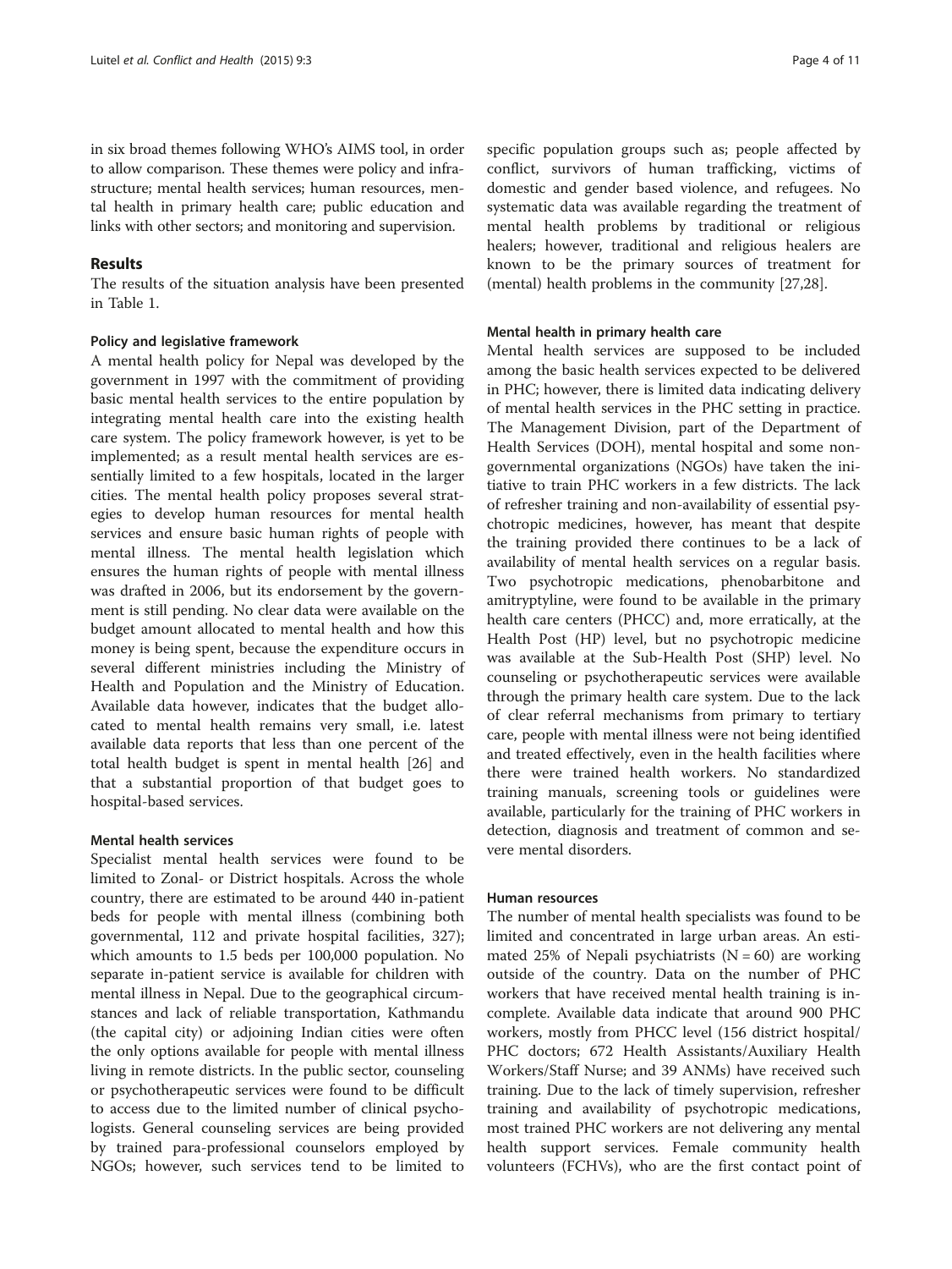in six broad themes following WHO's AIMS tool, in order to allow comparison. These themes were policy and infrastructure; mental health services; human resources, mental health in primary health care; public education and links with other sectors; and monitoring and supervision.

## Results

The results of the situation analysis have been presented in Table 1.

### Policy and legislative framework

A mental health policy for Nepal was developed by the government in 1997 with the commitment of providing basic mental health services to the entire population by integrating mental health care into the existing health care system. The policy framework however, is yet to be implemented; as a result mental health services are essentially limited to a few hospitals, located in the larger cities. The mental health policy proposes several strategies to develop human resources for mental health services and ensure basic human rights of people with mental illness. The mental health legislation which ensures the human rights of people with mental illness was drafted in 2006, but its endorsement by the government is still pending. No clear data were available on the budget amount allocated to mental health and how this money is being spent, because the expenditure occurs in several different ministries including the Ministry of Health and Population and the Ministry of Education. Available data however, indicates that the budget allocated to mental health remains very small, i.e. latest available data reports that less than one percent of the total health budget is spent in mental health [26] and that a substantial proportion of that budget goes to hospital-based services.

### Mental health services

Specialist mental health services were found to be limited to Zonal- or District hospitals. Across the whole country, there are estimated to be around 440 in-patient beds for people with mental illness (combining both governmental, 112 and private hospital facilities, 327); which amounts to 1.5 beds per 100,000 population. No separate in-patient service is available for children with mental illness in Nepal. Due to the geographical circumstances and lack of reliable transportation, Kathmandu (the capital city) or adjoining Indian cities were often the only options available for people with mental illness living in remote districts. In the public sector, counseling or psychotherapeutic services were found to be difficult to access due to the limited number of clinical psychologists. General counseling services are being provided by trained para-professional counselors employed by NGOs; however, such services tend to be limited to specific population groups such as; people affected by conflict, survivors of human trafficking, victims of domestic and gender based violence, and refugees. No systematic data was available regarding the treatment of mental health problems by traditional or religious healers; however, traditional and religious healers are known to be the primary sources of treatment for (mental) health problems in the community [27,28].

### Mental health in primary health care

Mental health services are supposed to be included among the basic health services expected to be delivered in PHC; however, there is limited data indicating delivery of mental health services in the PHC setting in practice. The Management Division, part of the Department of Health Services (DOH), mental hospital and some non-governmental organizations (NGOs) have taken the initiative to train PHC workers in a few districts. The lack of refresher training and non-availability of essential psychotropic medicines, however, has meant that despite the training provided there continues to be a lack of availability of mental health services on a regular basis. Two psychotropic medications, phenobarbitone and amitryptyline, were found to be available in the primary health care centers (PHCC) and, more erratically, at the Health Post (HP) level, but no psychotropic medicine was available at the Sub-Health Post (SHP) level. No counseling or psychotherapeutic services were available through the primary health care system. Due to the lack of clear referral mechanisms from primary to tertiary care, people with mental illness were not being identified and treated effectively, even in the health facilities where there were trained health workers. No standardized training manuals, screening tools or guidelines were available, particularly for the training of PHC workers in detection, diagnosis and treatment of common and severe mental disorders.

### Human resources

The number of mental health specialists was found to be limited and concentrated in large urban areas. An estimated 25% of Nepali psychiatrists (N = 60) are working outside of the country. Data on the number of PHC workers that have received mental health training is incomplete. Available data indicate that around 900 PHC workers, mostly from PHCC level (156 district hospital/PHC doctors; 672 Health Assistants/Auxiliary Health Workers/Staff Nurse; and 39 ANMs) have received such training. Due to the lack of timely supervision, refresher training and availability of psychotropic medications, most trained PHC workers are not delivering any mental health support services. Female community health volunteers (FCHVs), who are the first contact point of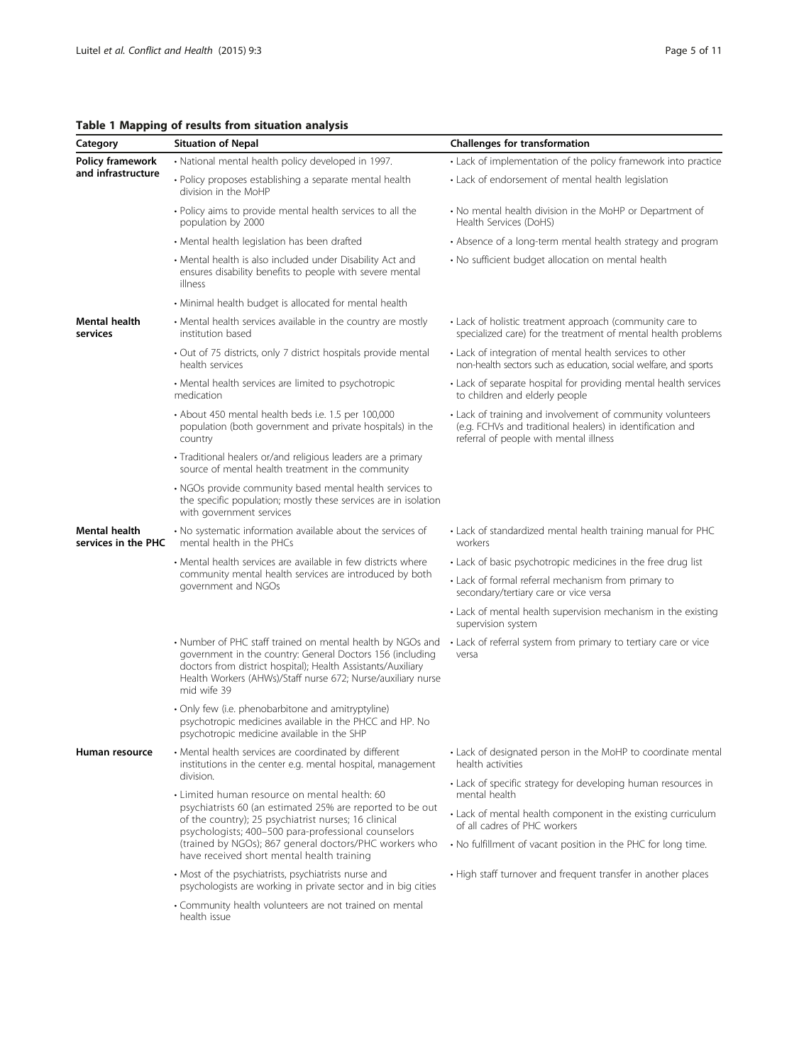**Table 1 Mapping of results from situation analysis**

| Category | Situation of Nepal | Challenges for transformation |
|---|---|---|
| **Policy framework and infrastructure** | • National mental health policy developed in 1997. | • Lack of implementation of the policy framework into practice |
| | • Policy proposes establishing a separate mental health division in the MoHP | • Lack of endorsement of mental health legislation |
| | • Policy aims to provide mental health services to all the population by 2000 | • No mental health division in the MoHP or Department of Health Services (DoHS) |
| | • Mental health legislation has been drafted | • Absence of a long-term mental health strategy and program |
| | • Mental health is also included under Disability Act and ensures disability benefits to people with severe mental illness | • No sufficient budget allocation on mental health |
| | • Minimal health budget is allocated for mental health | |
| **Mental health services** | • Mental health services available in the country are mostly institution based | • Lack of holistic treatment approach (community care to specialized care) for the treatment of mental health problems |
| | • Out of 75 districts, only 7 district hospitals provide mental health services | • Lack of integration of mental health services to other non-health sectors such as education, social welfare, and sports |
| | • Mental health services are limited to psychotropic medication | • Lack of separate hospital for providing mental health services to children and elderly people |
| | • About 450 mental health beds i.e. 1.5 per 100,000 population (both government and private hospitals) in the country | • Lack of training and involvement of community volunteers (e.g. FCHVs and traditional healers) in identification and referral of people with mental illness |
| | • Traditional healers or/and religious leaders are a primary source of mental health treatment in the community | |
| | • NGOs provide community based mental health services to the specific population; mostly these services are in isolation with government services | |
| **Mental health services in the PHC** | • No systematic information available about the services of mental health in the PHCs | • Lack of standardized mental health training manual for PHC workers |
| | • Mental health services are available in few districts where community mental health services are introduced by both government and NGOs | • Lack of basic psychotropic medicines in the free drug list |
| | | • Lack of formal referral mechanism from primary to secondary/tertiary care or vice versa |
| | | • Lack of mental health supervision mechanism in the existing supervision system |
| | • Number of PHC staff trained on mental health by NGOs and government in the country: General Doctors 156 (including doctors from district hospital); Health Assistants/Auxiliary Health Workers (AHWs)/Staff nurse 672; Nurse/auxiliary nurse mid wife 39 | • Lack of referral system from primary to tertiary care or vice versa |
| | • Only few (i.e. phenobarbitone and amitryptyline) psychotropic medicines available in the PHCC and HP. No psychotropic medicine available in the SHP | |
| **Human resource** | • Mental health services are coordinated by different institutions in the center e.g. mental hospital, management division. | • Lack of designated person in the MoHP to coordinate mental health activities |
| | • Limited human resource on mental health: 60 psychiatrists 60 (an estimated 25% are reported to be out of the country); 25 psychiatrist nurses; 16 clinical psychologists; 400–500 para-professional counselors (trained by NGOs); 867 general doctors/PHC workers who have received short mental health training | • Lack of specific strategy for developing human resources in mental health |
| | | • Lack of mental health component in the existing curriculum of all cadres of PHC workers |
| | | • No fulfillment of vacant position in the PHC for long time. |
| | • Most of the psychiatrists, psychiatrists nurse and psychologists are working in private sector and in big cities | • High staff turnover and frequent transfer in another places |
| | • Community health volunteers are not trained on mental health issue | |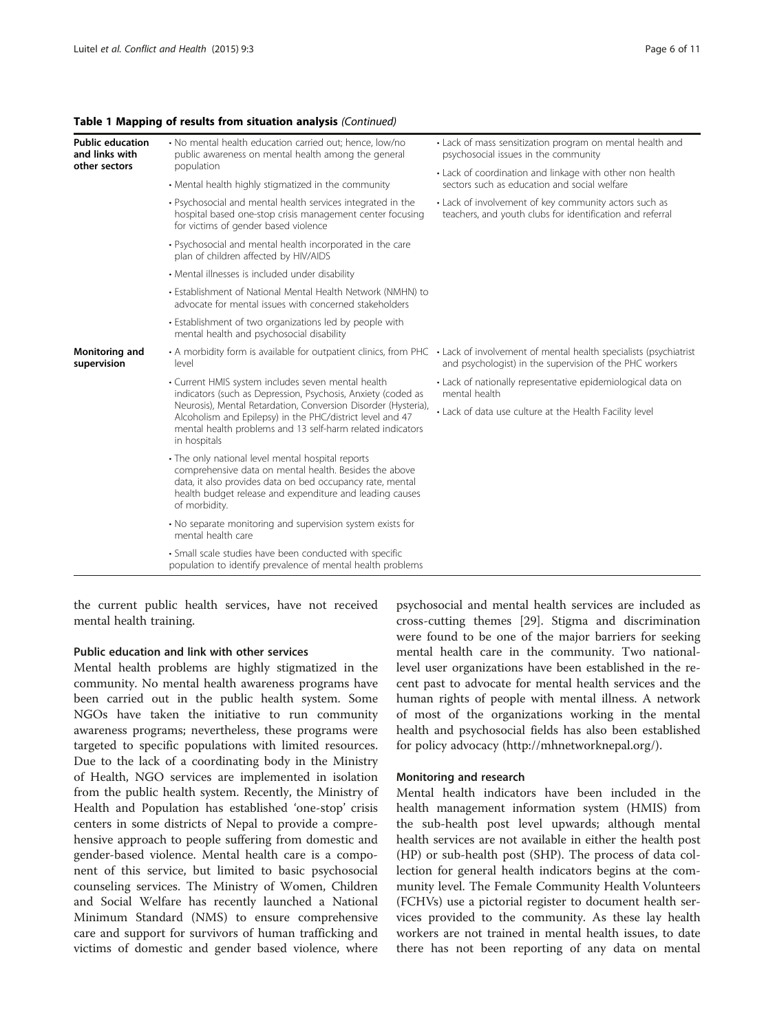**Table 1 Mapping of results from situation analysis** *(Continued)*

| | | |
|---|---|---|
| **Public education and links with other sectors** | • No mental health education carried out; hence, low/no public awareness on mental health among the general population<br>• Mental health highly stigmatized in the community<br>• Psychosocial and mental health services integrated in the hospital based one-stop crisis management center focusing for victims of gender based violence<br>• Psychosocial and mental health incorporated in the care plan of children affected by HIV/AIDS<br>• Mental illnesses is included under disability<br>• Establishment of National Mental Health Network (NMHN) to advocate for mental issues with concerned stakeholders<br>• Establishment of two organizations led by people with mental health and psychosocial disability | • Lack of mass sensitization program on mental health and psychosocial issues in the community<br>• Lack of coordination and linkage with other non health sectors such as education and social welfare<br>• Lack of involvement of key community actors such as teachers, and youth clubs for identification and referral |
| **Monitoring and supervision** | • A morbidity form is available for outpatient clinics, from PHC level<br>• Current HMIS system includes seven mental health indicators (such as Depression, Psychosis, Anxiety (coded as Neurosis), Mental Retardation, Conversion Disorder (Hysteria), Alcoholism and Epilepsy) in the PHC/district level and 47 mental health problems and 13 self-harm related indicators in hospitals<br>• The only national level mental hospital reports comprehensive data on mental health. Besides the above data, it also provides data on bed occupancy rate, mental health budget release and expenditure and leading causes of morbidity.<br>• No separate monitoring and supervision system exists for mental health care<br>• Small scale studies have been conducted with specific population to identify prevalence of mental health problems | • Lack of involvement of mental health specialists (psychiatrist and psychologist) in the supervision of the PHC workers<br>• Lack of nationally representative epidemiological data on mental health<br>• Lack of data use culture at the Health Facility level |

the current public health services, have not received mental health training.

#### Public education and link with other services

Mental health problems are highly stigmatized in the community. No mental health awareness programs have been carried out in the public health system. Some NGOs have taken the initiative to run community awareness programs; nevertheless, these programs were targeted to specific populations with limited resources. Due to the lack of a coordinating body in the Ministry of Health, NGO services are implemented in isolation from the public health system. Recently, the Ministry of Health and Population has established 'one-stop' crisis centers in some districts of Nepal to provide a comprehensive approach to people suffering from domestic and gender-based violence. Mental health care is a component of this service, but limited to basic psychosocial counseling services. The Ministry of Women, Children and Social Welfare has recently launched a National Minimum Standard (NMS) to ensure comprehensive care and support for survivors of human trafficking and victims of domestic and gender based violence, where psychosocial and mental health services are included as cross-cutting themes [29]. Stigma and discrimination were found to be one of the major barriers for seeking mental health care in the community. Two national-level user organizations have been established in the recent past to advocate for mental health services and the human rights of people with mental illness. A network of most of the organizations working in the mental health and psychosocial fields has also been established for policy advocacy (http://mhnetworknepal.org/).

#### Monitoring and research

Mental health indicators have been included in the health management information system (HMIS) from the sub-health post level upwards; although mental health services are not available in either the health post (HP) or sub-health post (SHP). The process of data collection for general health indicators begins at the community level. The Female Community Health Volunteers (FCHVs) use a pictorial register to document health services provided to the community. As these lay health workers are not trained in mental health issues, to date there has not been reporting of any data on mental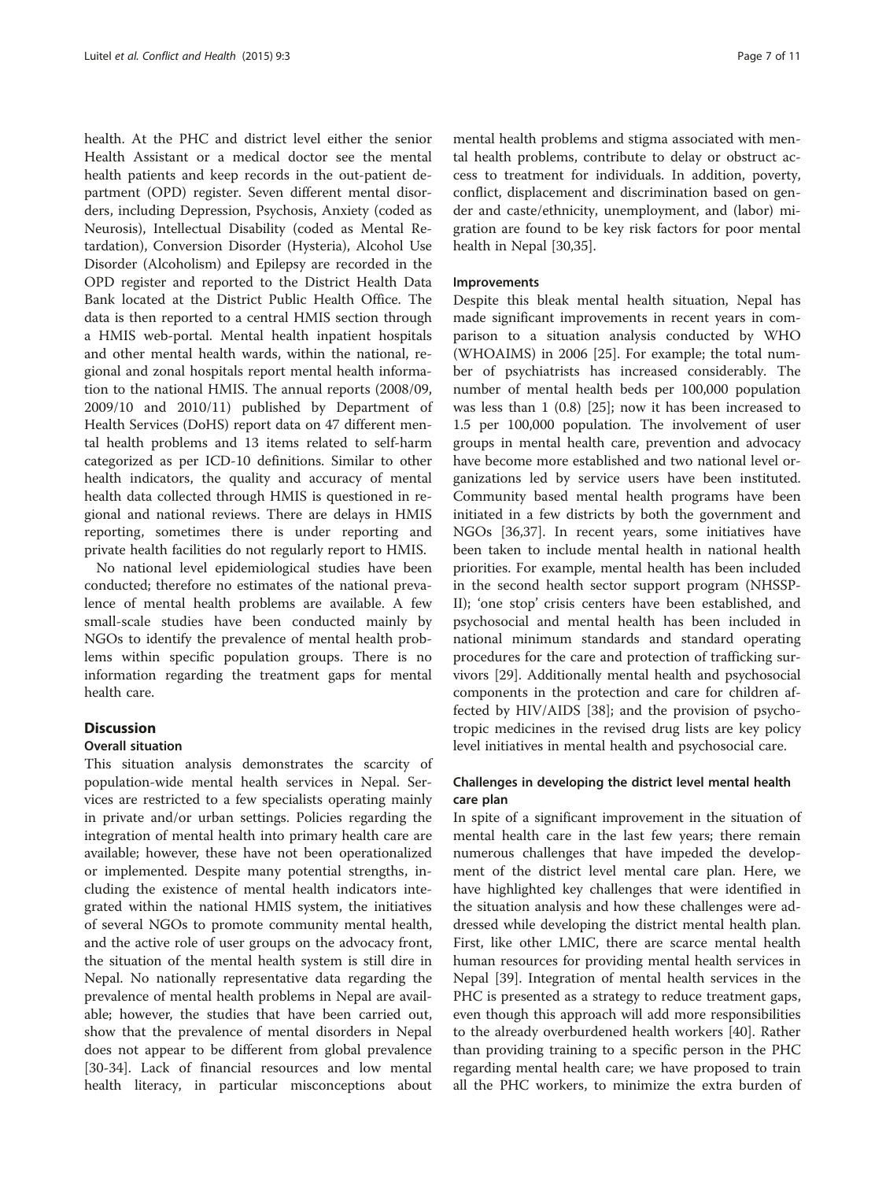health. At the PHC and district level either the senior Health Assistant or a medical doctor see the mental health patients and keep records in the out-patient department (OPD) register. Seven different mental disorders, including Depression, Psychosis, Anxiety (coded as Neurosis), Intellectual Disability (coded as Mental Retardation), Conversion Disorder (Hysteria), Alcohol Use Disorder (Alcoholism) and Epilepsy are recorded in the OPD register and reported to the District Health Data Bank located at the District Public Health Office. The data is then reported to a central HMIS section through a HMIS web-portal. Mental health inpatient hospitals and other mental health wards, within the national, regional and zonal hospitals report mental health information to the national HMIS. The annual reports (2008/09, 2009/10 and 2010/11) published by Department of Health Services (DoHS) report data on 47 different mental health problems and 13 items related to self-harm categorized as per ICD-10 definitions. Similar to other health indicators, the quality and accuracy of mental health data collected through HMIS is questioned in regional and national reviews. There are delays in HMIS reporting, sometimes there is under reporting and private health facilities do not regularly report to HMIS.

No national level epidemiological studies have been conducted; therefore no estimates of the national prevalence of mental health problems are available. A few small-scale studies have been conducted mainly by NGOs to identify the prevalence of mental health problems within specific population groups. There is no information regarding the treatment gaps for mental health care.

## Discussion

### Overall situation

This situation analysis demonstrates the scarcity of population-wide mental health services in Nepal. Services are restricted to a few specialists operating mainly in private and/or urban settings. Policies regarding the integration of mental health into primary health care are available; however, these have not been operationalized or implemented. Despite many potential strengths, including the existence of mental health indicators integrated within the national HMIS system, the initiatives of several NGOs to promote community mental health, and the active role of user groups on the advocacy front, the situation of the mental health system is still dire in Nepal. No nationally representative data regarding the prevalence of mental health problems in Nepal are available; however, the studies that have been carried out, show that the prevalence of mental disorders in Nepal does not appear to be different from global prevalence [30-34]. Lack of financial resources and low mental health literacy, in particular misconceptions about mental health problems and stigma associated with mental health problems, contribute to delay or obstruct access to treatment for individuals. In addition, poverty, conflict, displacement and discrimination based on gender and caste/ethnicity, unemployment, and (labor) migration are found to be key risk factors for poor mental health in Nepal [30,35].

### Improvements

Despite this bleak mental health situation, Nepal has made significant improvements in recent years in comparison to a situation analysis conducted by WHO (WHOAIMS) in 2006 [25]. For example; the total number of psychiatrists has increased considerably. The number of mental health beds per 100,000 population was less than 1 (0.8) [25]; now it has been increased to 1.5 per 100,000 population. The involvement of user groups in mental health care, prevention and advocacy have become more established and two national level organizations led by service users have been instituted. Community based mental health programs have been initiated in a few districts by both the government and NGOs [36,37]. In recent years, some initiatives have been taken to include mental health in national health priorities. For example, mental health has been included in the second health sector support program (NHSSP-II); 'one stop' crisis centers have been established, and psychosocial and mental health has been included in national minimum standards and standard operating procedures for the care and protection of trafficking survivors [29]. Additionally mental health and psychosocial components in the protection and care for children affected by HIV/AIDS [38]; and the provision of psychotropic medicines in the revised drug lists are key policy level initiatives in mental health and psychosocial care.

### Challenges in developing the district level mental health care plan

In spite of a significant improvement in the situation of mental health care in the last few years; there remain numerous challenges that have impeded the development of the district level mental care plan. Here, we have highlighted key challenges that were identified in the situation analysis and how these challenges were addressed while developing the district mental health plan. First, like other LMIC, there are scarce mental health human resources for providing mental health services in Nepal [39]. Integration of mental health services in the PHC is presented as a strategy to reduce treatment gaps, even though this approach will add more responsibilities to the already overburdened health workers [40]. Rather than providing training to a specific person in the PHC regarding mental health care; we have proposed to train all the PHC workers, to minimize the extra burden of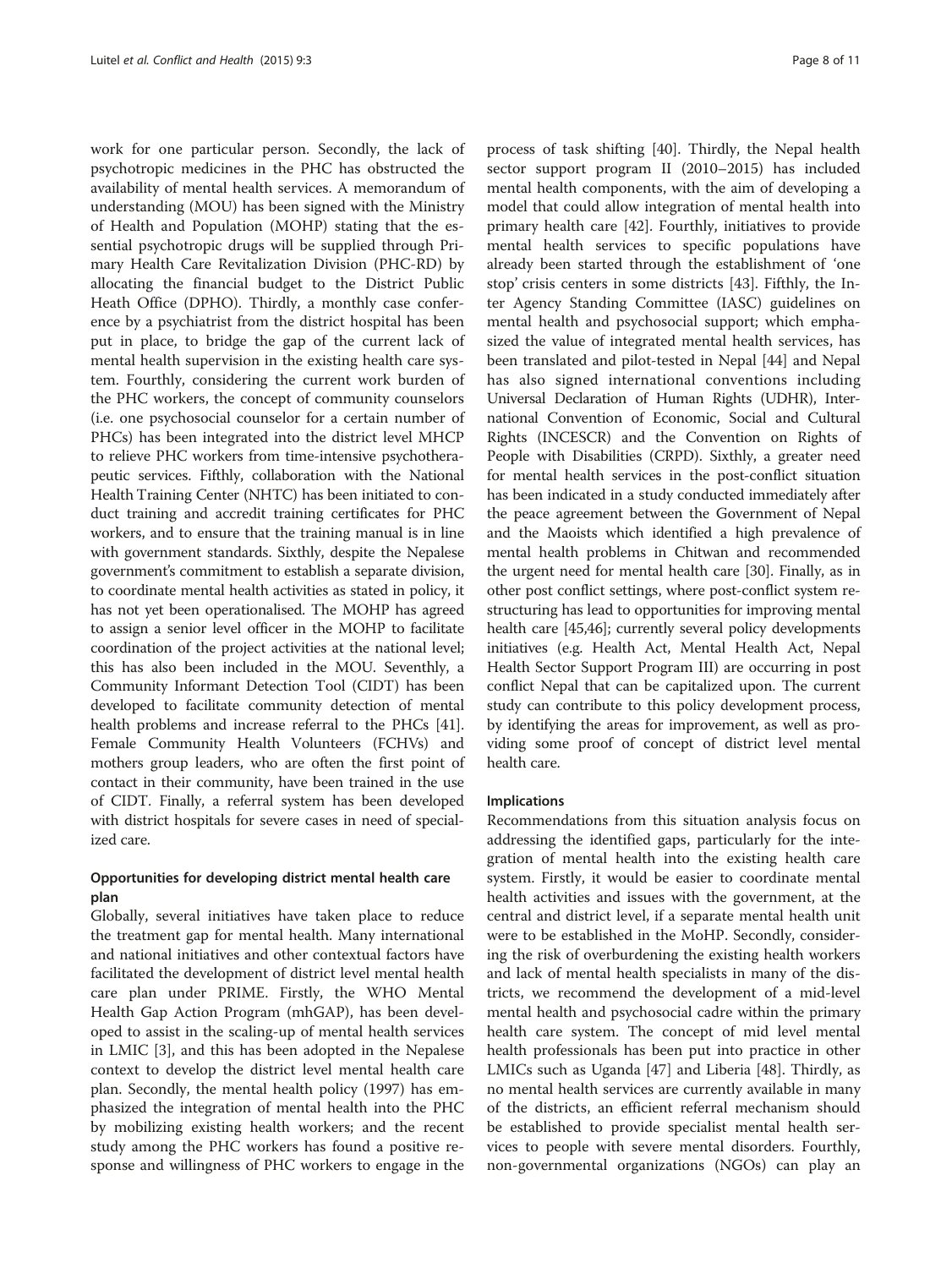work for one particular person. Secondly, the lack of psychotropic medicines in the PHC has obstructed the availability of mental health services. A memorandum of understanding (MOU) has been signed with the Ministry of Health and Population (MOHP) stating that the essential psychotropic drugs will be supplied through Primary Health Care Revitalization Division (PHC-RD) by allocating the financial budget to the District Public Heath Office (DPHO). Thirdly, a monthly case conference by a psychiatrist from the district hospital has been put in place, to bridge the gap of the current lack of mental health supervision in the existing health care system. Fourthly, considering the current work burden of the PHC workers, the concept of community counselors (i.e. one psychosocial counselor for a certain number of PHCs) has been integrated into the district level MHCP to relieve PHC workers from time-intensive psychotherapeutic services. Fifthly, collaboration with the National Health Training Center (NHTC) has been initiated to conduct training and accredit training certificates for PHC workers, and to ensure that the training manual is in line with government standards. Sixthly, despite the Nepalese government's commitment to establish a separate division, to coordinate mental health activities as stated in policy, it has not yet been operationalised. The MOHP has agreed to assign a senior level officer in the MOHP to facilitate coordination of the project activities at the national level; this has also been included in the MOU. Seventhly, a Community Informant Detection Tool (CIDT) has been developed to facilitate community detection of mental health problems and increase referral to the PHCs [41]. Female Community Health Volunteers (FCHVs) and mothers group leaders, who are often the first point of contact in their community, have been trained in the use of CIDT. Finally, a referral system has been developed with district hospitals for severe cases in need of specialized care.

### Opportunities for developing district mental health care plan

Globally, several initiatives have taken place to reduce the treatment gap for mental health. Many international and national initiatives and other contextual factors have facilitated the development of district level mental health care plan under PRIME. Firstly, the WHO Mental Health Gap Action Program (mhGAP), has been developed to assist in the scaling-up of mental health services in LMIC [3], and this has been adopted in the Nepalese context to develop the district level mental health care plan. Secondly, the mental health policy (1997) has emphasized the integration of mental health into the PHC by mobilizing existing health workers; and the recent study among the PHC workers has found a positive response and willingness of PHC workers to engage in the process of task shifting [40]. Thirdly, the Nepal health sector support program II (2010–2015) has included mental health components, with the aim of developing a model that could allow integration of mental health into primary health care [42]. Fourthly, initiatives to provide mental health services to specific populations have already been started through the establishment of 'one stop' crisis centers in some districts [43]. Fifthly, the Inter Agency Standing Committee (IASC) guidelines on mental health and psychosocial support; which emphasized the value of integrated mental health services, has been translated and pilot-tested in Nepal [44] and Nepal has also signed international conventions including Universal Declaration of Human Rights (UDHR), International Convention of Economic, Social and Cultural Rights (INCESCR) and the Convention on Rights of People with Disabilities (CRPD). Sixthly, a greater need for mental health services in the post-conflict situation has been indicated in a study conducted immediately after the peace agreement between the Government of Nepal and the Maoists which identified a high prevalence of mental health problems in Chitwan and recommended the urgent need for mental health care [30]. Finally, as in other post conflict settings, where post-conflict system restructuring has lead to opportunities for improving mental health care [45,46]; currently several policy developments initiatives (e.g. Health Act, Mental Health Act, Nepal Health Sector Support Program III) are occurring in post conflict Nepal that can be capitalized upon. The current study can contribute to this policy development process, by identifying the areas for improvement, as well as providing some proof of concept of district level mental health care.

### Implications

Recommendations from this situation analysis focus on addressing the identified gaps, particularly for the integration of mental health into the existing health care system. Firstly, it would be easier to coordinate mental health activities and issues with the government, at the central and district level, if a separate mental health unit were to be established in the MoHP. Secondly, considering the risk of overburdening the existing health workers and lack of mental health specialists in many of the districts, we recommend the development of a mid-level mental health and psychosocial cadre within the primary health care system. The concept of mid level mental health professionals has been put into practice in other LMICs such as Uganda [47] and Liberia [48]. Thirdly, as no mental health services are currently available in many of the districts, an efficient referral mechanism should be established to provide specialist mental health services to people with severe mental disorders. Fourthly, non-governmental organizations (NGOs) can play an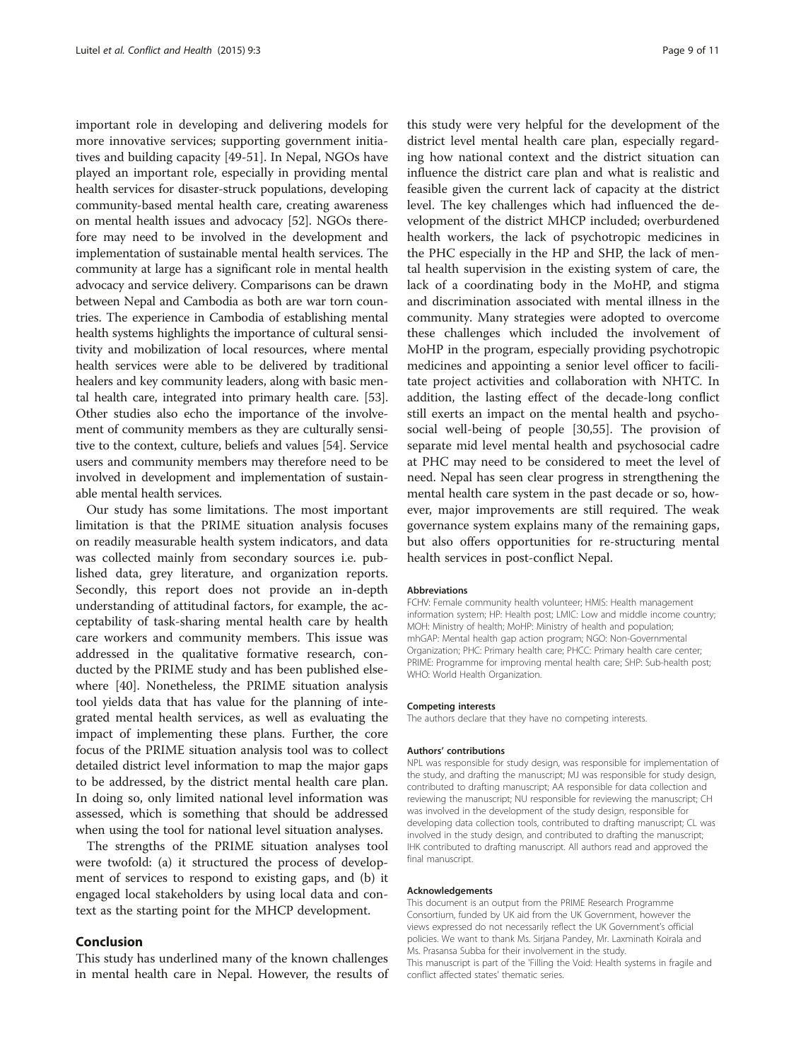important role in developing and delivering models for more innovative services; supporting government initiatives and building capacity [49-51]. In Nepal, NGOs have played an important role, especially in providing mental health services for disaster-struck populations, developing community-based mental health care, creating awareness on mental health issues and advocacy [52]. NGOs therefore may need to be involved in the development and implementation of sustainable mental health services. The community at large has a significant role in mental health advocacy and service delivery. Comparisons can be drawn between Nepal and Cambodia as both are war torn countries. The experience in Cambodia of establishing mental health systems highlights the importance of cultural sensitivity and mobilization of local resources, where mental health services were able to be delivered by traditional healers and key community leaders, along with basic mental health care, integrated into primary health care. [53]. Other studies also echo the importance of the involvement of community members as they are culturally sensitive to the context, culture, beliefs and values [54]. Service users and community members may therefore need to be involved in development and implementation of sustainable mental health services.

Our study has some limitations. The most important limitation is that the PRIME situation analysis focuses on readily measurable health system indicators, and data was collected mainly from secondary sources i.e. published data, grey literature, and organization reports. Secondly, this report does not provide an in-depth understanding of attitudinal factors, for example, the acceptability of task-sharing mental health care by health care workers and community members. This issue was addressed in the qualitative formative research, conducted by the PRIME study and has been published elsewhere [40]. Nonetheless, the PRIME situation analysis tool yields data that has value for the planning of integrated mental health services, as well as evaluating the impact of implementing these plans. Further, the core focus of the PRIME situation analysis tool was to collect detailed district level information to map the major gaps to be addressed, by the district mental health care plan. In doing so, only limited national level information was assessed, which is something that should be addressed when using the tool for national level situation analyses.

The strengths of the PRIME situation analyses tool were twofold: (a) it structured the process of development of services to respond to existing gaps, and (b) it engaged local stakeholders by using local data and context as the starting point for the MHCP development.

## Conclusion

This study has underlined many of the known challenges in mental health care in Nepal. However, the results of this study were very helpful for the development of the district level mental health care plan, especially regarding how national context and the district situation can influence the district care plan and what is realistic and feasible given the current lack of capacity at the district level. The key challenges which had influenced the development of the district MHCP included; overburdened health workers, the lack of psychotropic medicines in the PHC especially in the HP and SHP, the lack of mental health supervision in the existing system of care, the lack of a coordinating body in the MoHP, and stigma and discrimination associated with mental illness in the community. Many strategies were adopted to overcome these challenges which included the involvement of MoHP in the program, especially providing psychotropic medicines and appointing a senior level officer to facilitate project activities and collaboration with NHTC. In addition, the lasting effect of the decade-long conflict still exerts an impact on the mental health and psychosocial well-being of people [30,55]. The provision of separate mid level mental health and psychosocial cadre at PHC may need to be considered to meet the level of need. Nepal has seen clear progress in strengthening the mental health care system in the past decade or so, however, major improvements are still required. The weak governance system explains many of the remaining gaps, but also offers opportunities for re-structuring mental health services in post-conflict Nepal.

#### Abbreviations

FCHV: Female community health volunteer; HMIS: Health management information system; HP: Health post; LMIC: Low and middle income country; MOH: Ministry of health; MoHP: Ministry of health and population; mhGAP: Mental health gap action program; NGO: Non-Governmental Organization; PHC: Primary health care; PHCC: Primary health care center; PRIME: Programme for improving mental health care; SHP: Sub-health post; WHO: World Health Organization.

#### Competing interests

The authors declare that they have no competing interests.

#### Authors' contributions

NPL was responsible for study design, was responsible for implementation of the study, and drafting the manuscript; MJ was responsible for study design, contributed to drafting manuscript; AA responsible for data collection and reviewing the manuscript; NU responsible for reviewing the manuscript; CH was involved in the development of the study design, responsible for developing data collection tools, contributed to drafting manuscript; CL was involved in the study design, and contributed to drafting the manuscript; IHK contributed to drafting manuscript. All authors read and approved the final manuscript.

#### Acknowledgements

This document is an output from the PRIME Research Programme Consortium, funded by UK aid from the UK Government, however the views expressed do not necessarily reflect the UK Government's official policies. We want to thank Ms. Sirjana Pandey, Mr. Laxminath Koirala and Ms. Prasansa Subba for their involvement in the study.
This manuscript is part of the 'Filling the Void: Health systems in fragile and conflict affected states' thematic series.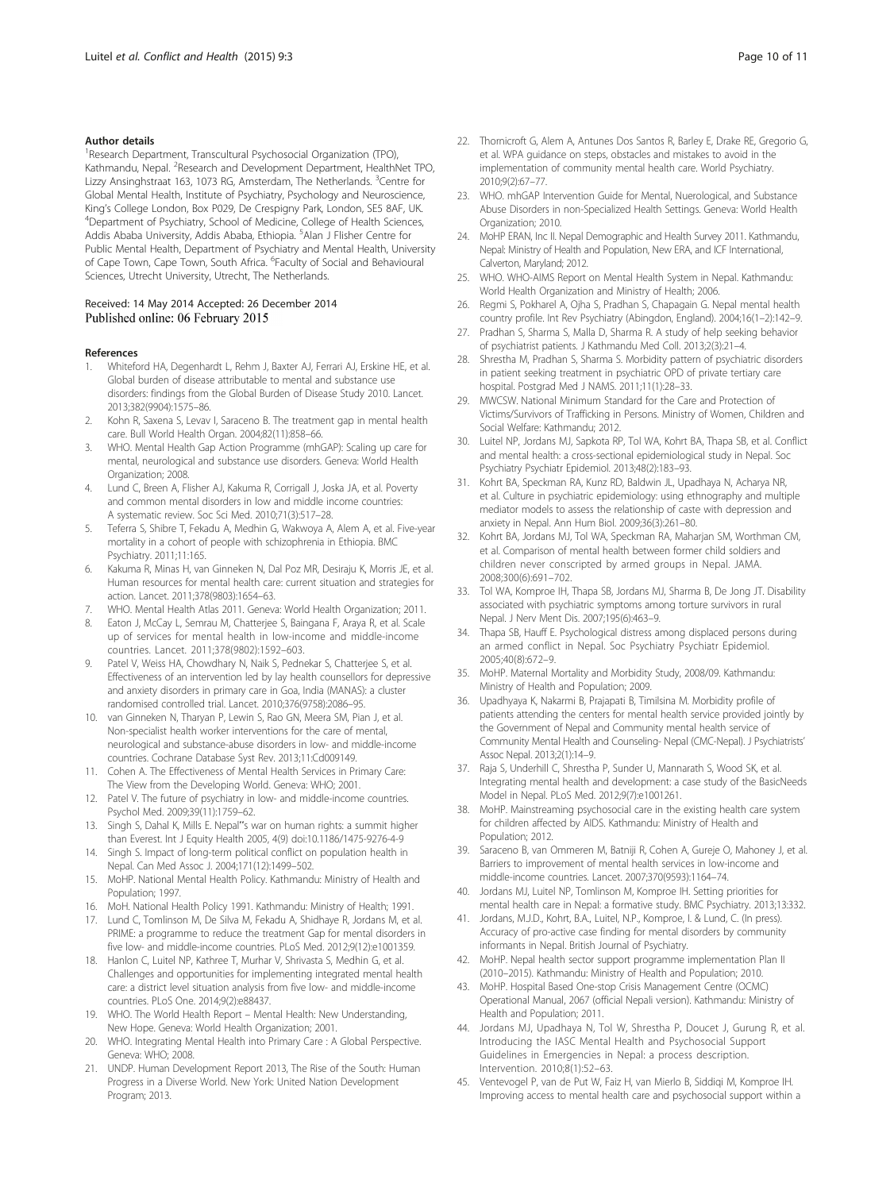### Author details

[1]Research Department, Transcultural Psychosocial Organization (TPO), Kathmandu, Nepal. [2]Research and Development Department, HealthNet TPO, Lizzy Ansinghstraat 163, 1073 RG, Amsterdam, The Netherlands. [3]Centre for Global Mental Health, Institute of Psychiatry, Psychology and Neuroscience, King's College London, Box P029, De Crespigny Park, London, SE5 8AF, UK. [4]Department of Psychiatry, School of Medicine, College of Health Sciences, Addis Ababa University, Addis Ababa, Ethiopia. [5]Alan J Flisher Centre for Public Mental Health, Department of Psychiatry and Mental Health, University of Cape Town, Cape Town, South Africa. [6]Faculty of Social and Behavioural Sciences, Utrecht University, Utrecht, The Netherlands.

Received: 14 May 2014 Accepted: 26 December 2014
Published online: 06 February 2015

### References

1. Whiteford HA, Degenhardt L, Rehm J, Baxter AJ, Ferrari AJ, Erskine HE, et al. Global burden of disease attributable to mental and substance use disorders: findings from the Global Burden of Disease Study 2010. Lancet. 2013;382(9904):1575–86.
2. Kohn R, Saxena S, Levav I, Saraceno B. The treatment gap in mental health care. Bull World Health Organ. 2004;82(11):858–66.
3. WHO. Mental Health Gap Action Programme (mhGAP): Scaling up care for mental, neurological and substance use disorders. Geneva: World Health Organization; 2008.
4. Lund C, Breen A, Flisher AJ, Kakuma R, Corrigall J, Joska JA, et al. Poverty and common mental disorders in low and middle income countries: A systematic review. Soc Sci Med. 2010;71(3):517–28.
5. Teferra S, Shibre T, Fekadu A, Medhin G, Wakwoya A, Alem A, et al. Five-year mortality in a cohort of people with schizophrenia in Ethiopia. BMC Psychiatry. 2011;11:165.
6. Kakuma R, Minas H, van Ginneken N, Dal Poz MR, Desiraju K, Morris JE, et al. Human resources for mental health care: current situation and strategies for action. Lancet. 2011;378(9803):1654–63.
7. WHO. Mental Health Atlas 2011. Geneva: World Health Organization; 2011.
8. Eaton J, McCay L, Semrau M, Chatterjee S, Baingana F, Araya R, et al. Scale up of services for mental health in low-income and middle-income countries. Lancet. 2011;378(9802):1592–603.
9. Patel V, Weiss HA, Chowdhary N, Naik S, Pednekar S, Chatterjee S, et al. Effectiveness of an intervention led by lay health counsellors for depressive and anxiety disorders in primary care in Goa, India (MANAS): a cluster randomised controlled trial. Lancet. 2010;376(9758):2086–95.
10. van Ginneken N, Tharyan P, Lewin S, Rao GN, Meera SM, Pian J, et al. Non-specialist health worker interventions for the care of mental, neurological and substance-abuse disorders in low- and middle-income countries. Cochrane Database Syst Rev. 2013;11:Cd009149.
11. Cohen A. The Effectiveness of Mental Health Services in Primary Care: The View from the Developing World. Geneva: WHO; 2001.
12. Patel V. The future of psychiatry in low- and middle-income countries. Psychol Med. 2009;39(11):1759–62.
13. Singh S, Dahal K, Mills E. Nepal‟s war on human rights: a summit higher than Everest. Int J Equity Health 2005, 4(9) doi:10.1186/1475-9276-4-9
14. Singh S. Impact of long-term political conflict on population health in Nepal. Can Med Assoc J. 2004;171(12):1499–502.
15. MoHP. National Mental Health Policy. Kathmandu: Ministry of Health and Population; 1997.
16. MoH. National Health Policy 1991. Kathmandu: Ministry of Health; 1991.
17. Lund C, Tomlinson M, De Silva M, Fekadu A, Shidhaye R, Jordans M, et al. PRIME: a programme to reduce the treatment Gap for mental disorders in five low- and middle-income countries. PLoS Med. 2012;9(12):e1001359.
18. Hanlon C, Luitel NP, Kathree T, Murhar V, Shrivasta S, Medhin G, et al. Challenges and opportunities for implementing integrated mental health care: a district level situation analysis from five low- and middle-income countries. PLoS One. 2014;9(2):e88437.
19. WHO. The World Health Report – Mental Health: New Understanding, New Hope. Geneva: World Health Organization; 2001.
20. WHO. Integrating Mental Health into Primary Care : A Global Perspective. Geneva: WHO; 2008.
21. UNDP. Human Development Report 2013, The Rise of the South: Human Progress in a Diverse World. New York: United Nation Development Program; 2013.
22. Thornicroft G, Alem A, Antunes Dos Santos R, Barley E, Drake RE, Gregorio G, et al. WPA guidance on steps, obstacles and mistakes to avoid in the implementation of community mental health care. World Psychiatry. 2010;9(2):67–77.
23. WHO. mhGAP Intervention Guide for Mental, Nuerological, and Substance Abuse Disorders in non-Specialized Health Settings. Geneva: World Health Organization; 2010.
24. MoHP ERAN, Inc II. Nepal Demographic and Health Survey 2011. Kathmandu, Nepal: Ministry of Health and Population, New ERA, and ICF International, Calverton, Maryland; 2012.
25. WHO. WHO-AIMS Report on Mental Health System in Nepal. Kathmandu: World Health Organization and Ministry of Health; 2006.
26. Regmi S, Pokharel A, Ojha S, Pradhan S, Chapagain G. Nepal mental health country profile. Int Rev Psychiatry (Abingdon, England). 2004;16(1–2):142–9.
27. Pradhan S, Sharma S, Malla D, Sharma R. A study of help seeking behavior of psychiatrist patients. J Kathmandu Med Coll. 2013;2(3):21–4.
28. Shrestha M, Pradhan S, Sharma S. Morbidity pattern of psychiatric disorders in patient seeking treatment in psychiatric OPD of private tertiary care hospital. Postgrad Med J NAMS. 2011;11(1):28–33.
29. MWCSW. National Minimum Standard for the Care and Protection of Victims/Survivors of Trafficking in Persons. Ministry of Women, Children and Social Welfare: Kathmandu; 2012.
30. Luitel NP, Jordans MJ, Sapkota RP, Tol WA, Kohrt BA, Thapa SB, et al. Conflict and mental health: a cross-sectional epidemiological study in Nepal. Soc Psychiatry Psychiatr Epidemiol. 2013;48(2):183–93.
31. Kohrt BA, Speckman RA, Kunz RD, Baldwin JL, Upadhaya N, Acharya NR, et al. Culture in psychiatric epidemiology: using ethnography and multiple mediator models to assess the relationship of caste with depression and anxiety in Nepal. Ann Hum Biol. 2009;36(3):261–80.
32. Kohrt BA, Jordans MJ, Tol WA, Speckman RA, Maharjan SM, Worthman CM, et al. Comparison of mental health between former child soldiers and children never conscripted by armed groups in Nepal. JAMA. 2008;300(6):691–702.
33. Tol WA, Komproe IH, Thapa SB, Jordans MJ, Sharma B, De Jong JT. Disability associated with psychiatric symptoms among torture survivors in rural Nepal. J Nerv Ment Dis. 2007;195(6):463–9.
34. Thapa SB, Hauff E. Psychological distress among displaced persons during an armed conflict in Nepal. Soc Psychiatry Psychiatr Epidemiol. 2005;40(8):672–9.
35. MoHP. Maternal Mortality and Morbidity Study, 2008/09. Kathmandu: Ministry of Health and Population; 2009.
36. Upadhyaya K, Nakarmi B, Prajapati B, Timilsina M. Morbidity profile of patients attending the centers for mental health service provided jointly by the Government of Nepal and Community mental health service of Community Mental Health and Counseling- Nepal (CMC-Nepal). J Psychiatrists' Assoc Nepal. 2013;2(1):14–9.
37. Raja S, Underhill C, Shrestha P, Sunder U, Mannarath S, Wood SK, et al. Integrating mental health and development: a case study of the BasicNeeds Model in Nepal. PLoS Med. 2012;9(7):e1001261.
38. MoHP. Mainstreaming psychosocial care in the existing health care system for children affected by AIDS. Kathmandu: Ministry of Health and Population; 2012.
39. Saraceno B, van Ommeren M, Batniji R, Cohen A, Gureje O, Mahoney J, et al. Barriers to improvement of mental health services in low-income and middle-income countries. Lancet. 2007;370(9593):1164–74.
40. Jordans MJ, Luitel NP, Tomlinson M, Komproe IH. Setting priorities for mental health care in Nepal: a formative study. BMC Psychiatry. 2013;13:332.
41. Jordans, M.J.D., Kohrt, B.A., Luitel, N.P., Komproe, I. & Lund, C. (In press). Accuracy of pro-active case finding for mental disorders by community informants in Nepal. British Journal of Psychiatry.
42. MoHP. Nepal health sector support programme implementation Plan II (2010–2015). Kathmandu: Ministry of Health and Population; 2010.
43. MoHP. Hospital Based One-stop Crisis Management Centre (OCMC) Operational Manual, 2067 (official Nepali version). Kathmandu: Ministry of Health and Population; 2011.
44. Jordans MJ, Upadhaya N, Tol W, Shrestha P, Doucet J, Gurung R, et al. Introducing the IASC Mental Health and Psychosocial Support Guidelines in Emergencies in Nepal: a process description. Intervention. 2010;8(1):52–63.
45. Ventevogel P, van de Put W, Faiz H, van Mierlo B, Siddiqi M, Komproe IH. Improving access to mental health care and psychosocial support within a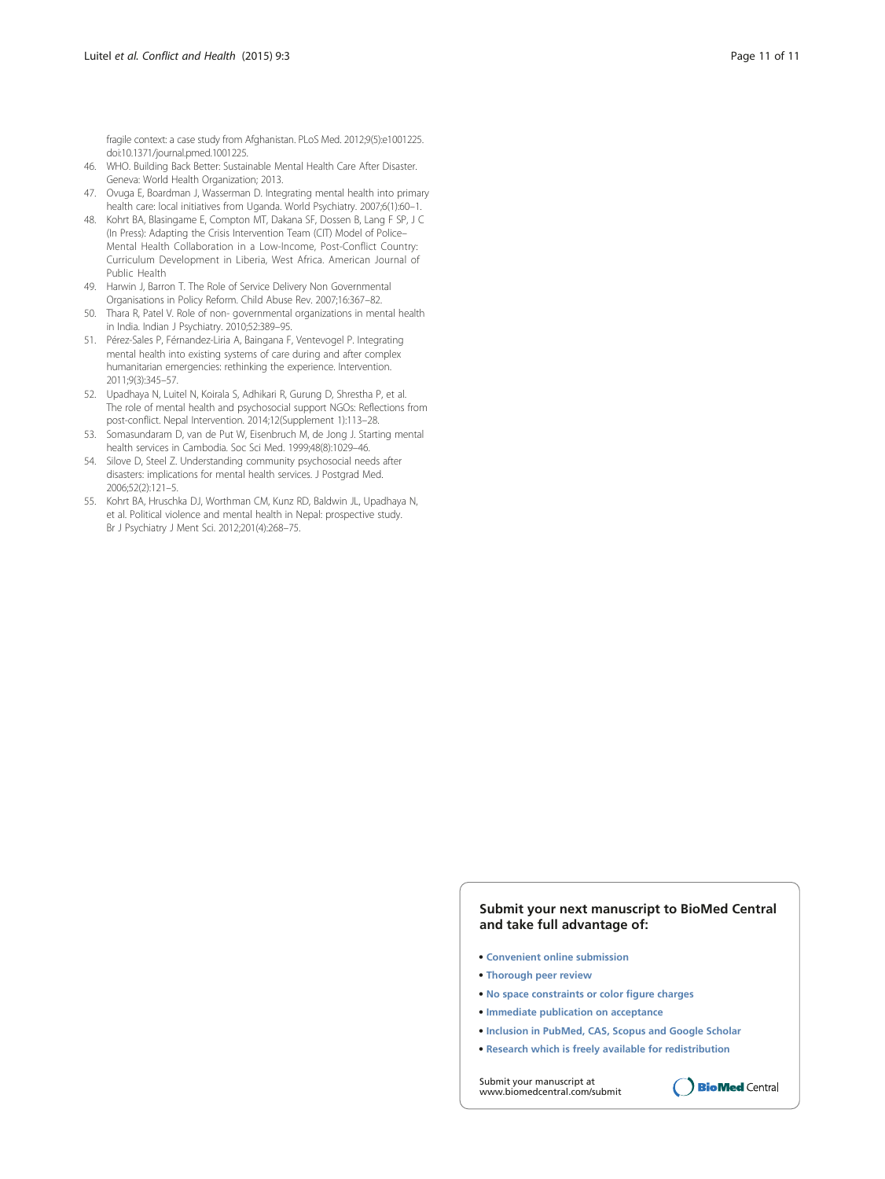fragile context: a case study from Afghanistan. PLoS Med. 2012;9(5):e1001225. doi:10.1371/journal.pmed.1001225.

46. WHO. Building Back Better: Sustainable Mental Health Care After Disaster. Geneva: World Health Organization; 2013.
47. Ovuga E, Boardman J, Wasserman D. Integrating mental health into primary health care: local initiatives from Uganda. World Psychiatry. 2007;6(1):60–1.
48. Kohrt BA, Blasingame E, Compton MT, Dakana SF, Dossen B, Lang F SP, J C (In Press): Adapting the Crisis Intervention Team (CIT) Model of Police–Mental Health Collaboration in a Low-Income, Post-Conflict Country: Curriculum Development in Liberia, West Africa. American Journal of Public Health
49. Harwin J, Barron T. The Role of Service Delivery Non Governmental Organisations in Policy Reform. Child Abuse Rev. 2007;16:367–82.
50. Thara R, Patel V. Role of non- governmental organizations in mental health in India. Indian J Psychiatry. 2010;52:389–95.
51. Pérez-Sales P, Férnandez-Liria A, Baingana F, Ventevogel P. Integrating mental health into existing systems of care during and after complex humanitarian emergencies: rethinking the experience. Intervention. 2011;9(3):345–57.
52. Upadhaya N, Luitel N, Koirala S, Adhikari R, Gurung D, Shrestha P, et al. The role of mental health and psychosocial support NGOs: Reflections from post-conflict. Nepal Intervention. 2014;12(Supplement 1):113–28.
53. Somasundaram D, van de Put W, Eisenbruch M, de Jong J. Starting mental health services in Cambodia. Soc Sci Med. 1999;48(8):1029–46.
54. Silove D, Steel Z. Understanding community psychosocial needs after disasters: implications for mental health services. J Postgrad Med. 2006;52(2):121–5.
55. Kohrt BA, Hruschka DJ, Worthman CM, Kunz RD, Baldwin JL, Upadhaya N, et al. Political violence and mental health in Nepal: prospective study. Br J Psychiatry J Ment Sci. 2012;201(4):268–75.

**Submit your next manuscript to BioMed Central and take full advantage of:**

- **Convenient online submission**
- **Thorough peer review**
- **No space constraints or color figure charges**
- **Immediate publication on acceptance**
- **Inclusion in PubMed, CAS, Scopus and Google Scholar**
- **Research which is freely available for redistribution**

Submit your manuscript at
www.biomedcentral.com/submit

BioMed Central